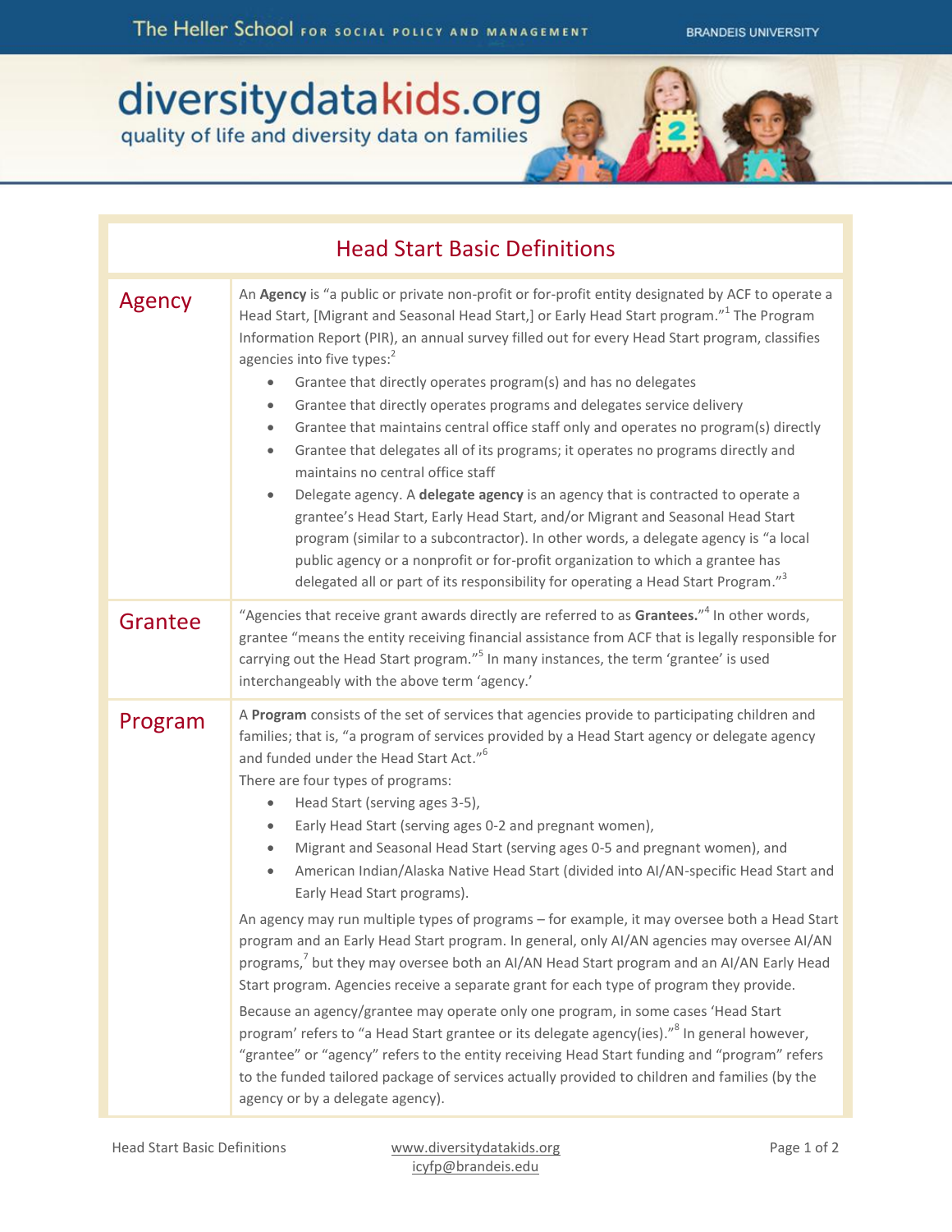# Head Start Basic Definitions

## Agency

An **Agency** is "a public or private non-profit or for-profit entity designated by ACF to operate a Head Start, [Migrant and Seasonal Head Start,] or Early Head Start program."[1] The Program Information Report (PIR), an annual survey filled out for every Head Start program, classifies agencies into five types:[2]

- Grantee that directly operates program(s) and has no delegates
- Grantee that directly operates programs and delegates service delivery
- Grantee that maintains central office staff only and operates no program(s) directly
- Grantee that delegates all of its programs; it operates no programs directly and maintains no central office staff
- Delegate agency. A **delegate agency** is an agency that is contracted to operate a grantee's Head Start, Early Head Start, and/or Migrant and Seasonal Head Start program (similar to a subcontractor). In other words, a delegate agency is "a local public agency or a nonprofit or for-profit organization to which a grantee has delegated all or part of its responsibility for operating a Head Start Program."[3]

## Grantee

"Agencies that receive grant awards directly are referred to as **Grantees.**"[4] In other words, grantee "means the entity receiving financial assistance from ACF that is legally responsible for carrying out the Head Start program."[5] In many instances, the term 'grantee' is used interchangeably with the above term 'agency.'

## Program

A **Program** consists of the set of services that agencies provide to participating children and families; that is, "a program of services provided by a Head Start agency or delegate agency and funded under the Head Start Act."[6]

There are four types of programs:

- Head Start (serving ages 3-5),
- Early Head Start (serving ages 0-2 and pregnant women),
- Migrant and Seasonal Head Start (serving ages 0-5 and pregnant women), and
- American Indian/Alaska Native Head Start (divided into AI/AN-specific Head Start and Early Head Start programs).

An agency may run multiple types of programs – for example, it may oversee both a Head Start program and an Early Head Start program. In general, only AI/AN agencies may oversee AI/AN programs,[7] but they may oversee both an AI/AN Head Start program and an AI/AN Early Head Start program. Agencies receive a separate grant for each type of program they provide.

Because an agency/grantee may operate only one program, in some cases 'Head Start program' refers to "a Head Start grantee or its delegate agency(ies)."[8] In general however, "grantee" or "agency" refers to the entity receiving Head Start funding and "program" refers to the funded tailored package of services actually provided to children and families (by the agency or by a delegate agency).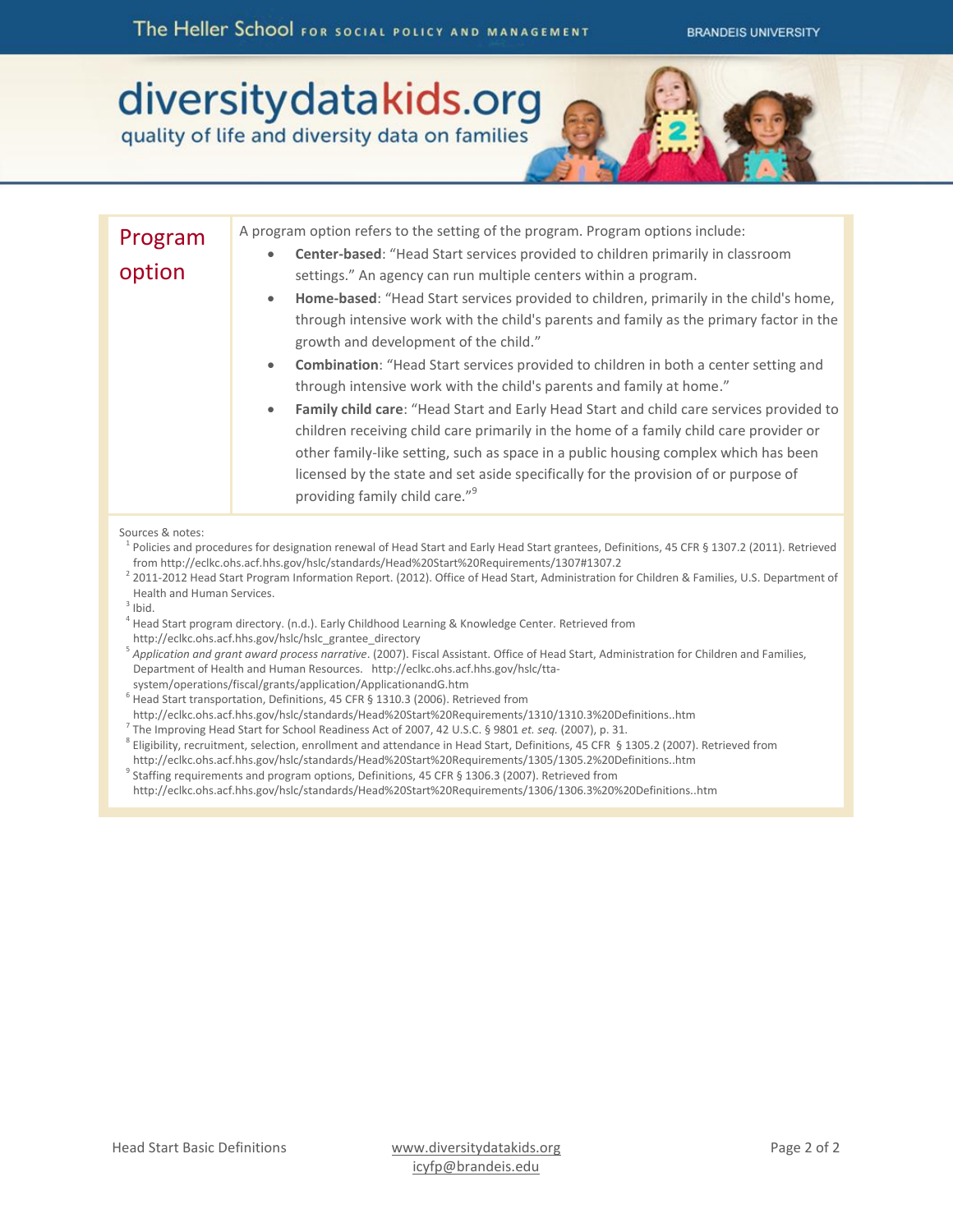| | |
|---|---|
| Program option | A program option refers to the setting of the program. Program options include:<br>• **Center-based**: "Head Start services provided to children primarily in classroom settings." An agency can run multiple centers within a program.<br>• **Home-based**: "Head Start services provided to children, primarily in the child's home, through intensive work with the child's parents and family as the primary factor in the growth and development of the child."<br>• **Combination**: "Head Start services provided to children in both a center setting and through intensive work with the child's parents and family at home."<br>• **Family child care**: "Head Start and Early Head Start and child care services provided to children receiving child care primarily in the home of a family child care provider or other family-like setting, such as space in a public housing complex which has been licensed by the state and set aside specifically for the provision of or purpose of providing family child care."[9] |

Sources & notes:

[1] Policies and procedures for designation renewal of Head Start and Early Head Start grantees, Definitions, 45 CFR § 1307.2 (2011). Retrieved from http://eclkc.ohs.acf.hhs.gov/hslc/standards/Head%20Start%20Requirements/1307#1307.2

[2] 2011-2012 Head Start Program Information Report. (2012). Office of Head Start, Administration for Children & Families, U.S. Department of Health and Human Services.

[3] Ibid.

[4] Head Start program directory. (n.d.). Early Childhood Learning & Knowledge Center. Retrieved from http://eclkc.ohs.acf.hhs.gov/hslc/hslc_grantee_directory

[5] *Application and grant award process narrative*. (2007). Fiscal Assistant. Office of Head Start, Administration for Children and Families, Department of Health and Human Resources. http://eclkc.ohs.acf.hhs.gov/hslc/tta-system/operations/fiscal/grants/application/ApplicationandG.htm

[6] Head Start transportation, Definitions, 45 CFR § 1310.3 (2006). Retrieved from http://eclkc.ohs.acf.hhs.gov/hslc/standards/Head%20Start%20Requirements/1310/1310.3%20Definitions..htm

[7] The Improving Head Start for School Readiness Act of 2007, 42 U.S.C. § 9801 *et. seq.* (2007), p. 31.

[8] Eligibility, recruitment, selection, enrollment and attendance in Head Start, Definitions, 45 CFR § 1305.2 (2007). Retrieved from http://eclkc.ohs.acf.hhs.gov/hslc/standards/Head%20Start%20Requirements/1305/1305.2%20Definitions..htm

[9] Staffing requirements and program options, Definitions, 45 CFR § 1306.3 (2007). Retrieved from http://eclkc.ohs.acf.hhs.gov/hslc/standards/Head%20Start%20Requirements/1306/1306.3%20%20Definitions..htm